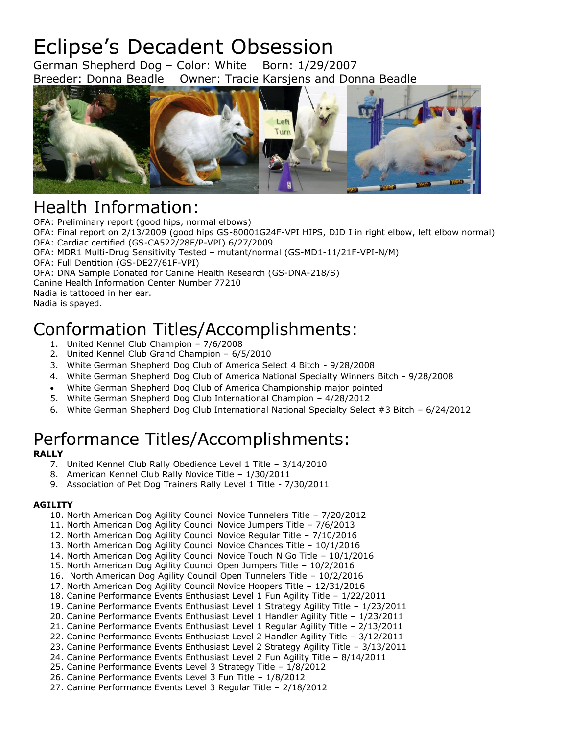# Eclipse's Decadent Obsession

German Shepherd Dog – Color: White   Born: 1/29/2007
Breeder: Donna Beadle   Owner: Tracie Karsjens and Donna Beadle

## Health Information:

OFA: Preliminary report (good hips, normal elbows)
OFA: Final report on 2/13/2009 (good hips GS-80001G24F-VPI HIPS, DJD I in right elbow, left elbow normal)
OFA: Cardiac certified (GS-CA522/28F/P-VPI) 6/27/2009
OFA: MDR1 Multi-Drug Sensitivity Tested – mutant/normal (GS-MD1-11/21F-VPI-N/M)
OFA: Full Dentition (GS-DE27/61F-VPI)
OFA: DNA Sample Donated for Canine Health Research (GS-DNA-218/S)
Canine Health Information Center Number 77210
Nadia is tattooed in her ear.
Nadia is spayed.

## Conformation Titles/Accomplishments:

1. United Kennel Club Champion – 7/6/2008
2. United Kennel Club Grand Champion – 6/5/2010
3. White German Shepherd Dog Club of America Select 4 Bitch - 9/28/2008
4. White German Shepherd Dog Club of America National Specialty Winners Bitch - 9/28/2008

- White German Shepherd Dog Club of America Championship major pointed

5. White German Shepherd Dog Club International Champion – 4/28/2012
6. White German Shepherd Dog Club International National Specialty Select #3 Bitch – 6/24/2012

## Performance Titles/Accomplishments:

**RALLY**

7. United Kennel Club Rally Obedience Level 1 Title – 3/14/2010
8. American Kennel Club Rally Novice Title – 1/30/2011
9. Association of Pet Dog Trainers Rally Level 1 Title - 7/30/2011

**AGILITY**

10. North American Dog Agility Council Novice Tunnelers Title – 7/20/2012
11. North American Dog Agility Council Novice Jumpers Title – 7/6/2013
12. North American Dog Agility Council Novice Regular Title – 7/10/2016
13. North American Dog Agility Council Novice Chances Title – 10/1/2016
14. North American Dog Agility Council Novice Touch N Go Title – 10/1/2016
15. North American Dog Agility Council Open Jumpers Title – 10/2/2016
16. North American Dog Agility Council Open Tunnelers Title – 10/2/2016
17. North American Dog Agility Council Novice Hoopers Title – 12/31/2016
18. Canine Performance Events Enthusiast Level 1 Fun Agility Title – 1/22/2011
19. Canine Performance Events Enthusiast Level 1 Strategy Agility Title – 1/23/2011
20. Canine Performance Events Enthusiast Level 1 Handler Agility Title – 1/23/2011
21. Canine Performance Events Enthusiast Level 1 Regular Agility Title – 2/13/2011
22. Canine Performance Events Enthusiast Level 2 Handler Agility Title – 3/12/2011
23. Canine Performance Events Enthusiast Level 2 Strategy Agility Title – 3/13/2011
24. Canine Performance Events Enthusiast Level 2 Fun Agility Title – 8/14/2011
25. Canine Performance Events Level 3 Strategy Title – 1/8/2012
26. Canine Performance Events Level 3 Fun Title – 1/8/2012
27. Canine Performance Events Level 3 Regular Title – 2/18/2012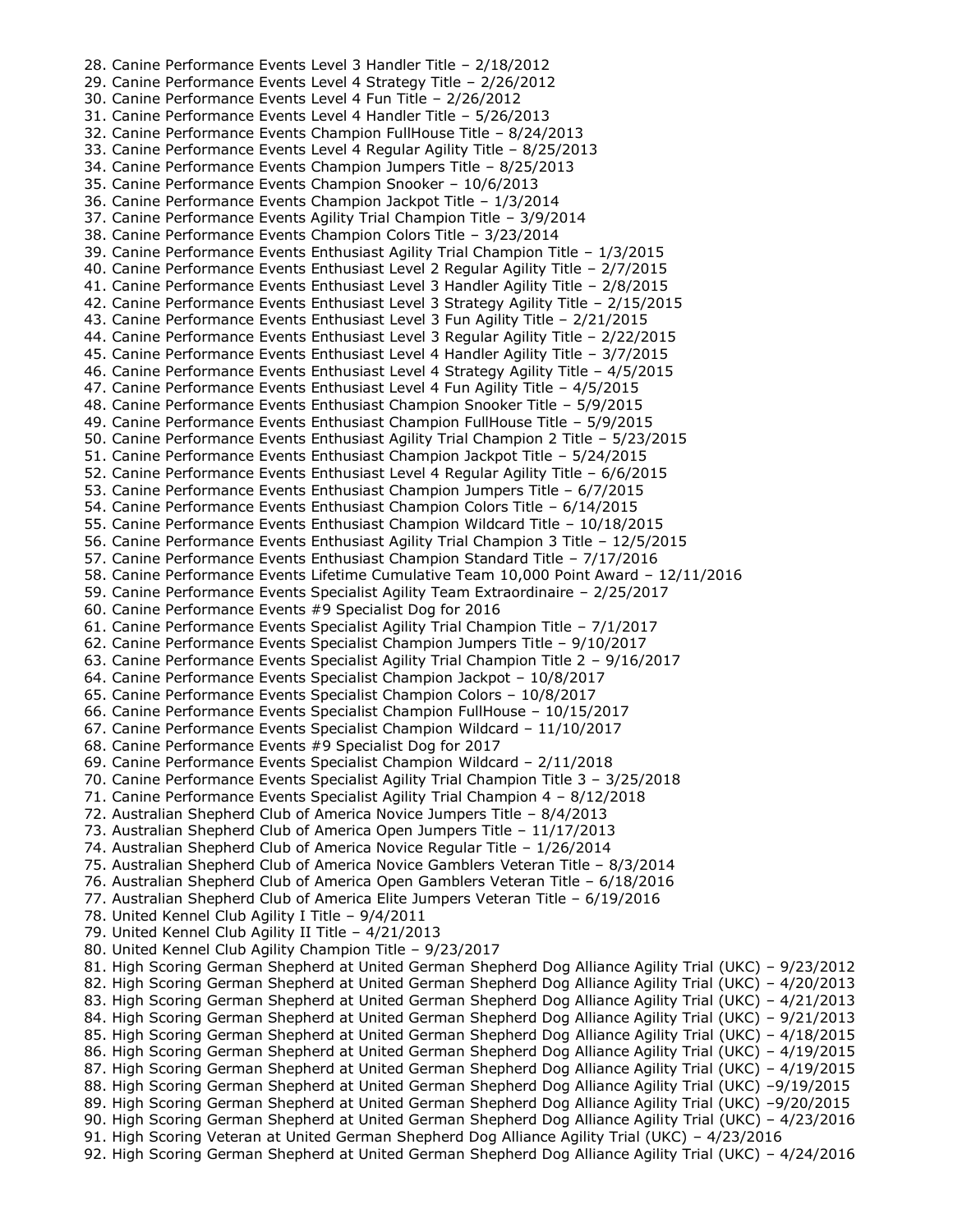28. Canine Performance Events Level 3 Handler Title – 2/18/2012
29. Canine Performance Events Level 4 Strategy Title – 2/26/2012
30. Canine Performance Events Level 4 Fun Title – 2/26/2012
31. Canine Performance Events Level 4 Handler Title – 5/26/2013
32. Canine Performance Events Champion FullHouse Title – 8/24/2013
33. Canine Performance Events Level 4 Regular Agility Title – 8/25/2013
34. Canine Performance Events Champion Jumpers Title – 8/25/2013
35. Canine Performance Events Champion Snooker – 10/6/2013
36. Canine Performance Events Champion Jackpot Title – 1/3/2014
37. Canine Performance Events Agility Trial Champion Title – 3/9/2014
38. Canine Performance Events Champion Colors Title – 3/23/2014
39. Canine Performance Events Enthusiast Agility Trial Champion Title – 1/3/2015
40. Canine Performance Events Enthusiast Level 2 Regular Agility Title – 2/7/2015
41. Canine Performance Events Enthusiast Level 3 Handler Agility Title – 2/8/2015
42. Canine Performance Events Enthusiast Level 3 Strategy Agility Title – 2/15/2015
43. Canine Performance Events Enthusiast Level 3 Fun Agility Title – 2/21/2015
44. Canine Performance Events Enthusiast Level 3 Regular Agility Title – 2/22/2015
45. Canine Performance Events Enthusiast Level 4 Handler Agility Title – 3/7/2015
46. Canine Performance Events Enthusiast Level 4 Strategy Agility Title – 4/5/2015
47. Canine Performance Events Enthusiast Level 4 Fun Agility Title – 4/5/2015
48. Canine Performance Events Enthusiast Champion Snooker Title – 5/9/2015
49. Canine Performance Events Enthusiast Champion FullHouse Title – 5/9/2015
50. Canine Performance Events Enthusiast Agility Trial Champion 2 Title – 5/23/2015
51. Canine Performance Events Enthusiast Champion Jackpot Title – 5/24/2015
52. Canine Performance Events Enthusiast Level 4 Regular Agility Title – 6/6/2015
53. Canine Performance Events Enthusiast Champion Jumpers Title – 6/7/2015
54. Canine Performance Events Enthusiast Champion Colors Title – 6/14/2015
55. Canine Performance Events Enthusiast Champion Wildcard Title – 10/18/2015
56. Canine Performance Events Enthusiast Agility Trial Champion 3 Title – 12/5/2015
57. Canine Performance Events Enthusiast Champion Standard Title – 7/17/2016
58. Canine Performance Events Lifetime Cumulative Team 10,000 Point Award – 12/11/2016
59. Canine Performance Events Specialist Agility Team Extraordinaire – 2/25/2017
60. Canine Performance Events #9 Specialist Dog for 2016
61. Canine Performance Events Specialist Agility Trial Champion Title – 7/1/2017
62. Canine Performance Events Specialist Champion Jumpers Title – 9/10/2017
63. Canine Performance Events Specialist Agility Trial Champion Title 2 – 9/16/2017
64. Canine Performance Events Specialist Champion Jackpot – 10/8/2017
65. Canine Performance Events Specialist Champion Colors – 10/8/2017
66. Canine Performance Events Specialist Champion FullHouse – 10/15/2017
67. Canine Performance Events Specialist Champion Wildcard – 11/10/2017
68. Canine Performance Events #9 Specialist Dog for 2017
69. Canine Performance Events Specialist Champion Wildcard – 2/11/2018
70. Canine Performance Events Specialist Agility Trial Champion Title 3 – 3/25/2018
71. Canine Performance Events Specialist Agility Trial Champion 4 – 8/12/2018
72. Australian Shepherd Club of America Novice Jumpers Title – 8/4/2013
73. Australian Shepherd Club of America Open Jumpers Title – 11/17/2013
74. Australian Shepherd Club of America Novice Regular Title – 1/26/2014
75. Australian Shepherd Club of America Novice Gamblers Veteran Title – 8/3/2014
76. Australian Shepherd Club of America Open Gamblers Veteran Title – 6/18/2016
77. Australian Shepherd Club of America Elite Jumpers Veteran Title – 6/19/2016
78. United Kennel Club Agility I Title – 9/4/2011
79. United Kennel Club Agility II Title – 4/21/2013
80. United Kennel Club Agility Champion Title – 9/23/2017
81. High Scoring German Shepherd at United German Shepherd Dog Alliance Agility Trial (UKC) – 9/23/2012
82. High Scoring German Shepherd at United German Shepherd Dog Alliance Agility Trial (UKC) – 4/20/2013
83. High Scoring German Shepherd at United German Shepherd Dog Alliance Agility Trial (UKC) – 4/21/2013
84. High Scoring German Shepherd at United German Shepherd Dog Alliance Agility Trial (UKC) – 9/21/2013
85. High Scoring German Shepherd at United German Shepherd Dog Alliance Agility Trial (UKC) – 4/18/2015
86. High Scoring German Shepherd at United German Shepherd Dog Alliance Agility Trial (UKC) – 4/19/2015
87. High Scoring German Shepherd at United German Shepherd Dog Alliance Agility Trial (UKC) – 4/19/2015
88. High Scoring German Shepherd at United German Shepherd Dog Alliance Agility Trial (UKC) –9/19/2015
89. High Scoring German Shepherd at United German Shepherd Dog Alliance Agility Trial (UKC) –9/20/2015
90. High Scoring German Shepherd at United German Shepherd Dog Alliance Agility Trial (UKC) – 4/23/2016
91. High Scoring Veteran at United German Shepherd Dog Alliance Agility Trial (UKC) – 4/23/2016
92. High Scoring German Shepherd at United German Shepherd Dog Alliance Agility Trial (UKC) – 4/24/2016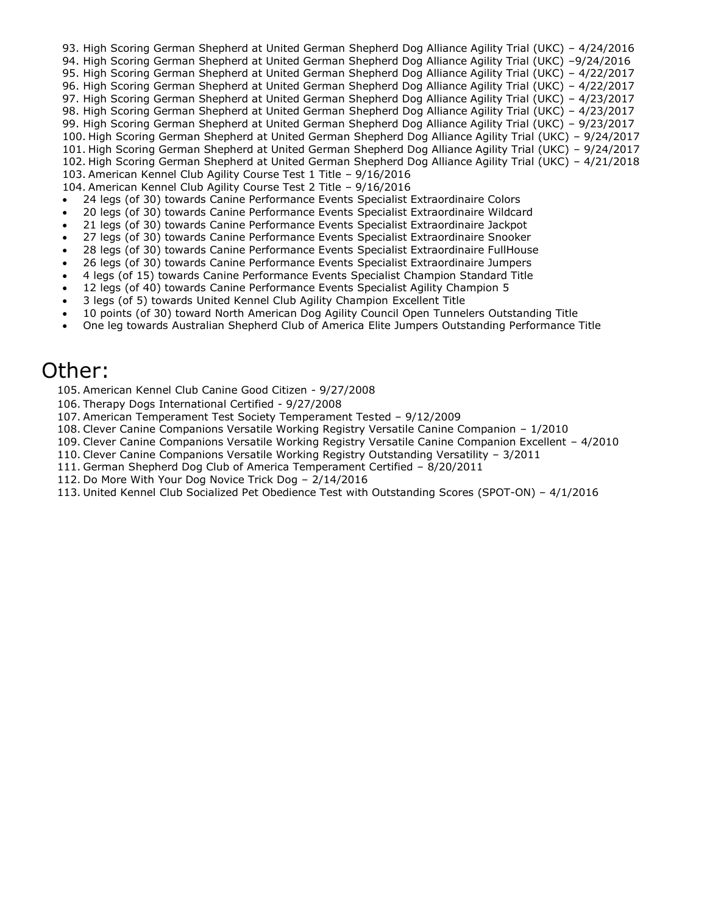93. High Scoring German Shepherd at United German Shepherd Dog Alliance Agility Trial (UKC) – 4/24/2016
94. High Scoring German Shepherd at United German Shepherd Dog Alliance Agility Trial (UKC) –9/24/2016
95. High Scoring German Shepherd at United German Shepherd Dog Alliance Agility Trial (UKC) – 4/22/2017
96. High Scoring German Shepherd at United German Shepherd Dog Alliance Agility Trial (UKC) – 4/22/2017
97. High Scoring German Shepherd at United German Shepherd Dog Alliance Agility Trial (UKC) – 4/23/2017
98. High Scoring German Shepherd at United German Shepherd Dog Alliance Agility Trial (UKC) – 4/23/2017
99. High Scoring German Shepherd at United German Shepherd Dog Alliance Agility Trial (UKC) – 9/23/2017
100. High Scoring German Shepherd at United German Shepherd Dog Alliance Agility Trial (UKC) – 9/24/2017
101. High Scoring German Shepherd at United German Shepherd Dog Alliance Agility Trial (UKC) – 9/24/2017
102. High Scoring German Shepherd at United German Shepherd Dog Alliance Agility Trial (UKC) – 4/21/2018
103. American Kennel Club Agility Course Test 1 Title – 9/16/2016
104. American Kennel Club Agility Course Test 2 Title – 9/16/2016

- 24 legs (of 30) towards Canine Performance Events Specialist Extraordinaire Colors
- 20 legs (of 30) towards Canine Performance Events Specialist Extraordinaire Wildcard
- 21 legs (of 30) towards Canine Performance Events Specialist Extraordinaire Jackpot
- 27 legs (of 30) towards Canine Performance Events Specialist Extraordinaire Snooker
- 28 legs (of 30) towards Canine Performance Events Specialist Extraordinaire FullHouse
- 26 legs (of 30) towards Canine Performance Events Specialist Extraordinaire Jumpers
- 4 legs (of 15) towards Canine Performance Events Specialist Champion Standard Title
- 12 legs (of 40) towards Canine Performance Events Specialist Agility Champion 5
- 3 legs (of 5) towards United Kennel Club Agility Champion Excellent Title
- 10 points (of 30) toward North American Dog Agility Council Open Tunnelers Outstanding Title
- One leg towards Australian Shepherd Club of America Elite Jumpers Outstanding Performance Title

# Other:

105. American Kennel Club Canine Good Citizen - 9/27/2008
106. Therapy Dogs International Certified - 9/27/2008
107. American Temperament Test Society Temperament Tested – 9/12/2009
108. Clever Canine Companions Versatile Working Registry Versatile Canine Companion – 1/2010
109. Clever Canine Companions Versatile Working Registry Versatile Canine Companion Excellent – 4/2010
110. Clever Canine Companions Versatile Working Registry Outstanding Versatility – 3/2011
111. German Shepherd Dog Club of America Temperament Certified – 8/20/2011
112. Do More With Your Dog Novice Trick Dog – 2/14/2016
113. United Kennel Club Socialized Pet Obedience Test with Outstanding Scores (SPOT-ON) – 4/1/2016